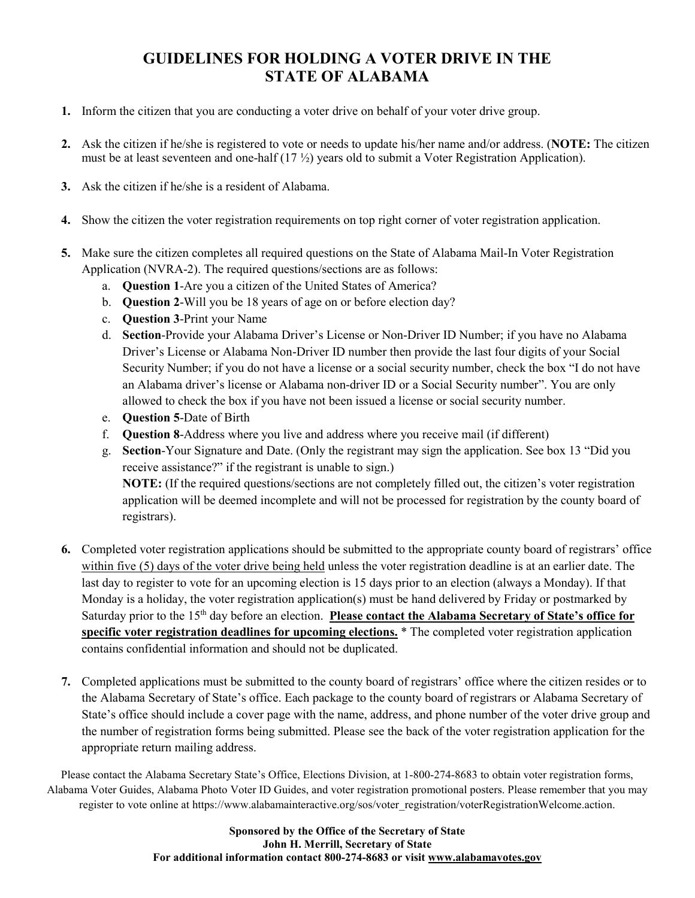# GUIDELINES FOR HOLDING A VOTER DRIVE IN THE STATE OF ALABAMA

1. Inform the citizen that you are conducting a voter drive on behalf of your voter drive group.

2. Ask the citizen if he/she is registered to vote or needs to update his/her name and/or address. (**NOTE:** The citizen must be at least seventeen and one-half (17 ½) years old to submit a Voter Registration Application).

3. Ask the citizen if he/she is a resident of Alabama.

4. Show the citizen the voter registration requirements on top right corner of voter registration application.

5. Make sure the citizen completes all required questions on the State of Alabama Mail-In Voter Registration Application (NVRA-2). The required questions/sections are as follows:
   a. **Question 1**-Are you a citizen of the United States of America?
   b. **Question 2**-Will you be 18 years of age on or before election day?
   c. **Question 3**-Print your Name
   d. **Section**-Provide your Alabama Driver's License or Non-Driver ID Number; if you have no Alabama Driver's License or Alabama Non-Driver ID number then provide the last four digits of your Social Security Number; if you do not have a license or a social security number, check the box "I do not have an Alabama driver's license or Alabama non-driver ID or a Social Security number". You are only allowed to check the box if you have not been issued a license or social security number.
   e. **Question 5**-Date of Birth
   f. **Question 8**-Address where you live and address where you receive mail (if different)
   g. **Section**-Your Signature and Date. (Only the registrant may sign the application. See box 13 "Did you receive assistance?" if the registrant is unable to sign.)
      **NOTE:** (If the required questions/sections are not completely filled out, the citizen's voter registration application will be deemed incomplete and will not be processed for registration by the county board of registrars).

6. Completed voter registration applications should be submitted to the appropriate county board of registrars' office within five (5) days of the voter drive being held unless the voter registration deadline is at an earlier date. The last day to register to vote for an upcoming election is 15 days prior to an election (always a Monday). If that Monday is a holiday, the voter registration application(s) must be hand delivered by Friday or postmarked by Saturday prior to the 15th day before an election. **Please contact the Alabama Secretary of State's office for specific voter registration deadlines for upcoming elections.** * The completed voter registration application contains confidential information and should not be duplicated.

7. Completed applications must be submitted to the county board of registrars' office where the citizen resides or to the Alabama Secretary of State's office. Each package to the county board of registrars or Alabama Secretary of State's office should include a cover page with the name, address, and phone number of the voter drive group and the number of registration forms being submitted. Please see the back of the voter registration application for the appropriate return mailing address.

Please contact the Alabama Secretary State's Office, Elections Division, at 1-800-274-8683 to obtain voter registration forms, Alabama Voter Guides, Alabama Photo Voter ID Guides, and voter registration promotional posters. Please remember that you may register to vote online at https://www.alabamainteractive.org/sos/voter_registration/voterRegistrationWelcome.action.

**Sponsored by the Office of the Secretary of State**
**John H. Merrill, Secretary of State**
**For additional information contact 800-274-8683 or visit www.alabamavotes.gov**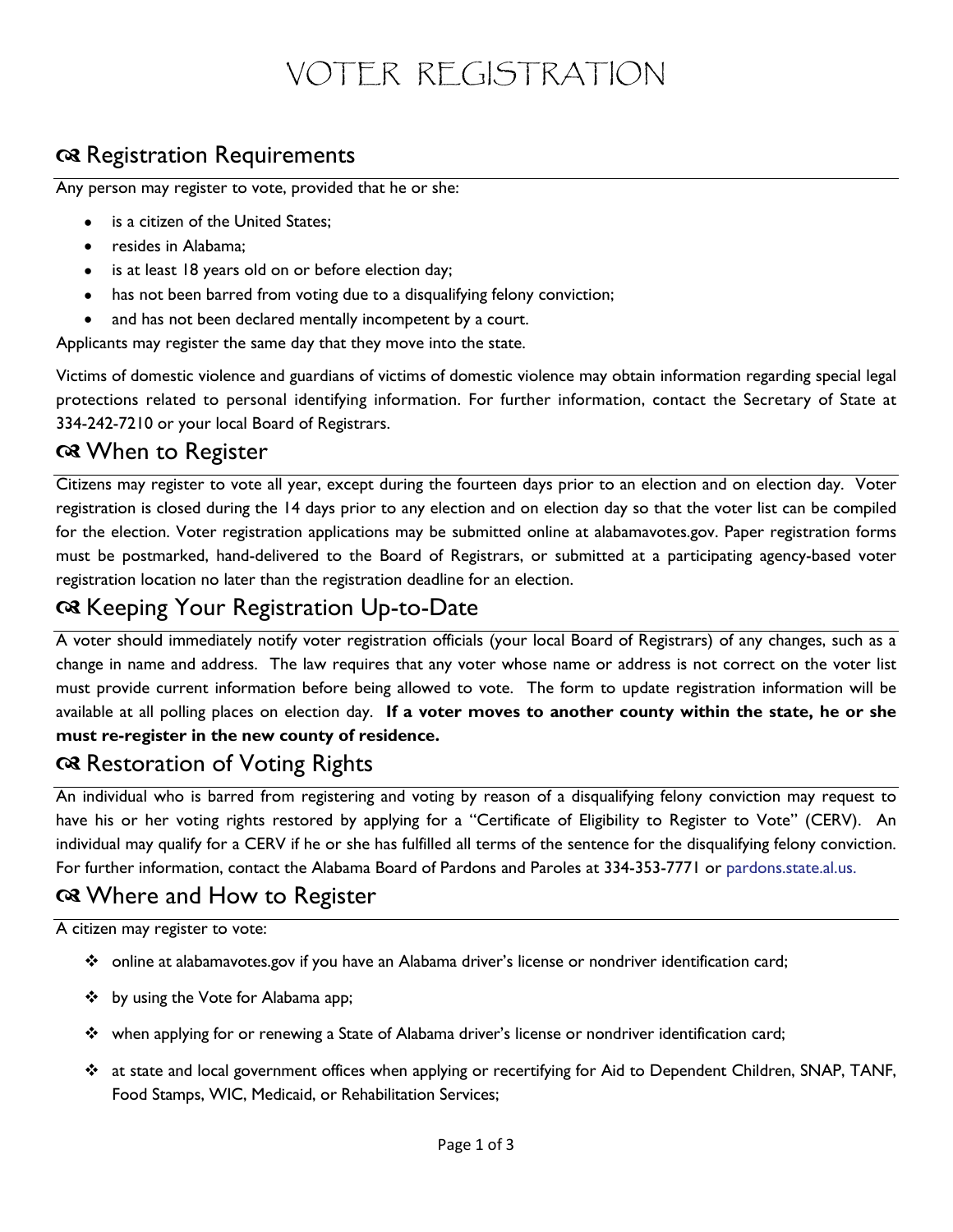# VOTER REGISTRATION

## ☙ Registration Requirements

Any person may register to vote, provided that he or she:

- is a citizen of the United States;
- resides in Alabama;
- is at least 18 years old on or before election day;
- has not been barred from voting due to a disqualifying felony conviction;
- and has not been declared mentally incompetent by a court.

Applicants may register the same day that they move into the state.

Victims of domestic violence and guardians of victims of domestic violence may obtain information regarding special legal protections related to personal identifying information. For further information, contact the Secretary of State at 334-242-7210 or your local Board of Registrars.

## ☙ When to Register

Citizens may register to vote all year, except during the fourteen days prior to an election and on election day. Voter registration is closed during the 14 days prior to any election and on election day so that the voter list can be compiled for the election. Voter registration applications may be submitted online at alabamavotes.gov. Paper registration forms must be postmarked, hand-delivered to the Board of Registrars, or submitted at a participating agency-based voter registration location no later than the registration deadline for an election.

## ☙ Keeping Your Registration Up-to-Date

A voter should immediately notify voter registration officials (your local Board of Registrars) of any changes, such as a change in name and address. The law requires that any voter whose name or address is not correct on the voter list must provide current information before being allowed to vote. The form to update registration information will be available at all polling places on election day. **If a voter moves to another county within the state, he or she must re-register in the new county of residence.**

## ☙ Restoration of Voting Rights

An individual who is barred from registering and voting by reason of a disqualifying felony conviction may request to have his or her voting rights restored by applying for a "Certificate of Eligibility to Register to Vote" (CERV). An individual may qualify for a CERV if he or she has fulfilled all terms of the sentence for the disqualifying felony conviction. For further information, contact the Alabama Board of Pardons and Paroles at 334-353-7771 or pardons.state.al.us.

## ☙ Where and How to Register

A citizen may register to vote:

- online at alabamavotes.gov if you have an Alabama driver's license or nondriver identification card;
- by using the Vote for Alabama app;
- when applying for or renewing a State of Alabama driver's license or nondriver identification card;
- at state and local government offices when applying or recertifying for Aid to Dependent Children, SNAP, TANF, Food Stamps, WIC, Medicaid, or Rehabilitation Services;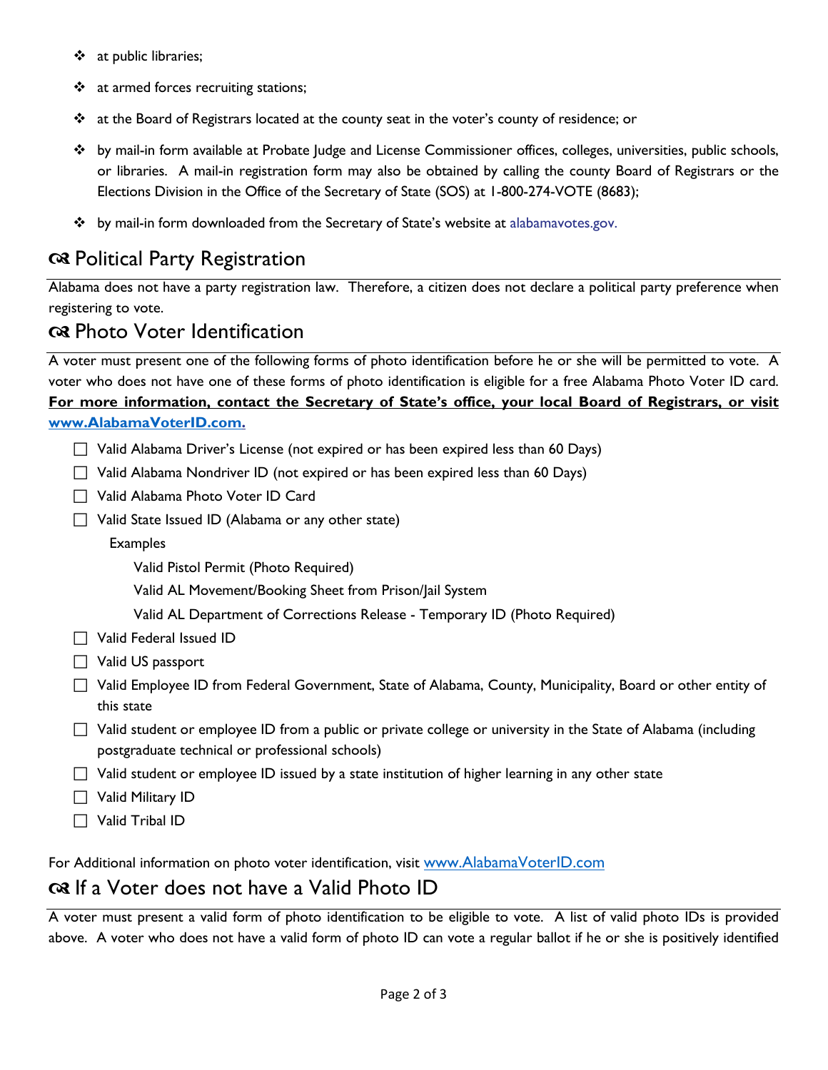- at public libraries;
- at armed forces recruiting stations;
- at the Board of Registrars located at the county seat in the voter's county of residence; or
- by mail-in form available at Probate Judge and License Commissioner offices, colleges, universities, public schools, or libraries. A mail-in registration form may also be obtained by calling the county Board of Registrars or the Elections Division in the Office of the Secretary of State (SOS) at 1-800-274-VOTE (8683);
- by mail-in form downloaded from the Secretary of State's website at alabamavotes.gov.

## Political Party Registration

Alabama does not have a party registration law. Therefore, a citizen does not declare a political party preference when registering to vote.

## Photo Voter Identification

A voter must present one of the following forms of photo identification before he or she will be permitted to vote. A voter who does not have one of these forms of photo identification is eligible for a free Alabama Photo Voter ID card. **For more information, contact the Secretary of State's office, your local Board of Registrars, or visit www.AlabamaVoterID.com.**

- ☐ Valid Alabama Driver's License (not expired or has been expired less than 60 Days)
- ☐ Valid Alabama Nondriver ID (not expired or has been expired less than 60 Days)
- ☐ Valid Alabama Photo Voter ID Card
- ☐ Valid State Issued ID (Alabama or any other state)

  Examples

  - Valid Pistol Permit (Photo Required)
  - Valid AL Movement/Booking Sheet from Prison/Jail System
  - Valid AL Department of Corrections Release - Temporary ID (Photo Required)
- ☐ Valid Federal Issued ID
- ☐ Valid US passport
- ☐ Valid Employee ID from Federal Government, State of Alabama, County, Municipality, Board or other entity of this state
- ☐ Valid student or employee ID from a public or private college or university in the State of Alabama (including postgraduate technical or professional schools)
- ☐ Valid student or employee ID issued by a state institution of higher learning in any other state
- ☐ Valid Military ID
- ☐ Valid Tribal ID

For Additional information on photo voter identification, visit www.AlabamaVoterID.com

## If a Voter does not have a Valid Photo ID

A voter must present a valid form of photo identification to be eligible to vote. A list of valid photo IDs is provided above. A voter who does not have a valid form of photo ID can vote a regular ballot if he or she is positively identified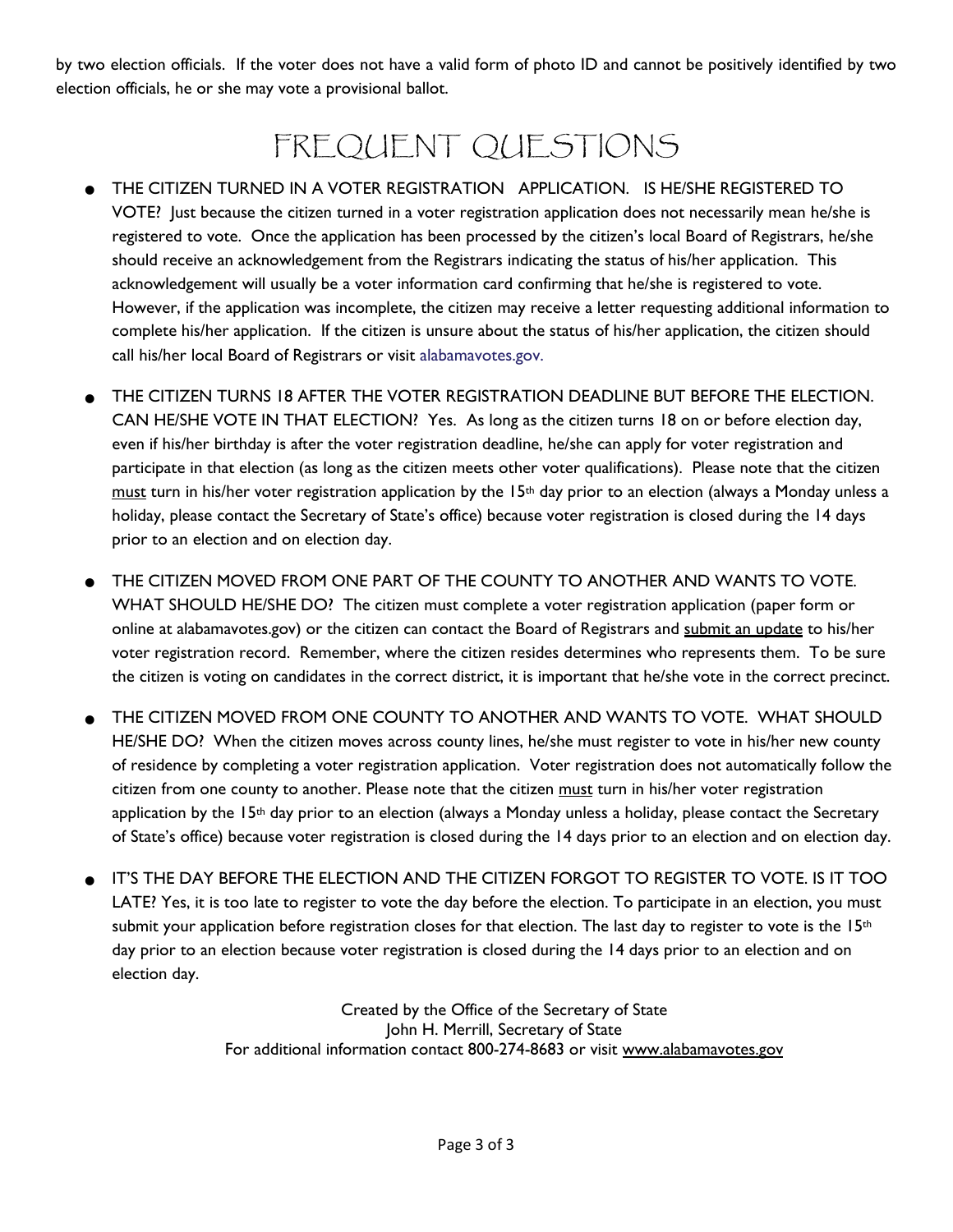by two election officials. If the voter does not have a valid form of photo ID and cannot be positively identified by two election officials, he or she may vote a provisional ballot.

# FREQUENT QUESTIONS

- THE CITIZEN TURNED IN A VOTER REGISTRATION APPLICATION. IS HE/SHE REGISTERED TO VOTE? Just because the citizen turned in a voter registration application does not necessarily mean he/she is registered to vote. Once the application has been processed by the citizen's local Board of Registrars, he/she should receive an acknowledgement from the Registrars indicating the status of his/her application. This acknowledgement will usually be a voter information card confirming that he/she is registered to vote. However, if the application was incomplete, the citizen may receive a letter requesting additional information to complete his/her application. If the citizen is unsure about the status of his/her application, the citizen should call his/her local Board of Registrars or visit alabamavotes.gov.

- THE CITIZEN TURNS 18 AFTER THE VOTER REGISTRATION DEADLINE BUT BEFORE THE ELECTION. CAN HE/SHE VOTE IN THAT ELECTION? Yes. As long as the citizen turns 18 on or before election day, even if his/her birthday is after the voter registration deadline, he/she can apply for voter registration and participate in that election (as long as the citizen meets other voter qualifications). Please note that the citizen <u>must</u> turn in his/her voter registration application by the 15th day prior to an election (always a Monday unless a holiday, please contact the Secretary of State's office) because voter registration is closed during the 14 days prior to an election and on election day.

- THE CITIZEN MOVED FROM ONE PART OF THE COUNTY TO ANOTHER AND WANTS TO VOTE. WHAT SHOULD HE/SHE DO? The citizen must complete a voter registration application (paper form or online at alabamavotes.gov) or the citizen can contact the Board of Registrars and <u>submit an update</u> to his/her voter registration record. Remember, where the citizen resides determines who represents them. To be sure the citizen is voting on candidates in the correct district, it is important that he/she vote in the correct precinct.

- THE CITIZEN MOVED FROM ONE COUNTY TO ANOTHER AND WANTS TO VOTE. WHAT SHOULD HE/SHE DO? When the citizen moves across county lines, he/she must register to vote in his/her new county of residence by completing a voter registration application. Voter registration does not automatically follow the citizen from one county to another. Please note that the citizen <u>must</u> turn in his/her voter registration application by the 15th day prior to an election (always a Monday unless a holiday, please contact the Secretary of State's office) because voter registration is closed during the 14 days prior to an election and on election day.

- IT'S THE DAY BEFORE THE ELECTION AND THE CITIZEN FORGOT TO REGISTER TO VOTE. IS IT TOO LATE? Yes, it is too late to register to vote the day before the election. To participate in an election, you must submit your application before registration closes for that election. The last day to register to vote is the 15th day prior to an election because voter registration is closed during the 14 days prior to an election and on election day.

Created by the Office of the Secretary of State
John H. Merrill, Secretary of State
For additional information contact 800-274-8683 or visit www.alabamavotes.gov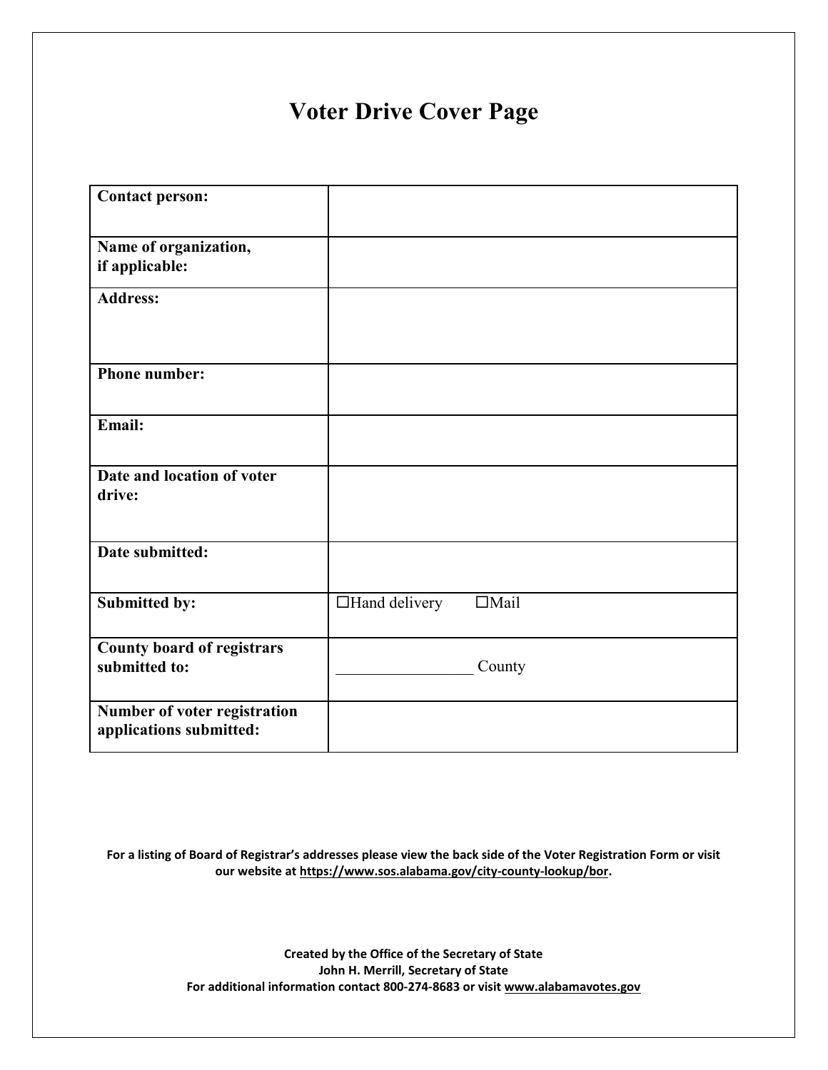# Voter Drive Cover Page

| | |
|---|---|
| **Contact person:** | |
| **Name of organization, if applicable:** | |
| **Address:** | |
| **Phone number:** | |
| **Email:** | |
| **Date and location of voter drive:** | |
| **Date submitted:** | |
| **Submitted by:** | ☐Hand delivery ☐Mail |
| **County board of registrars submitted to:** | _________________ County |
| **Number of voter registration applications submitted:** | |

**For a listing of Board of Registrar's addresses please view the back side of the Voter Registration Form or visit our website at https://www.sos.alabama.gov/city-county-lookup/bor.**

**Created by the Office of the Secretary of State**
**John H. Merrill, Secretary of State**
**For additional information contact 800-274-8683 or visit www.alabamavotes.gov**